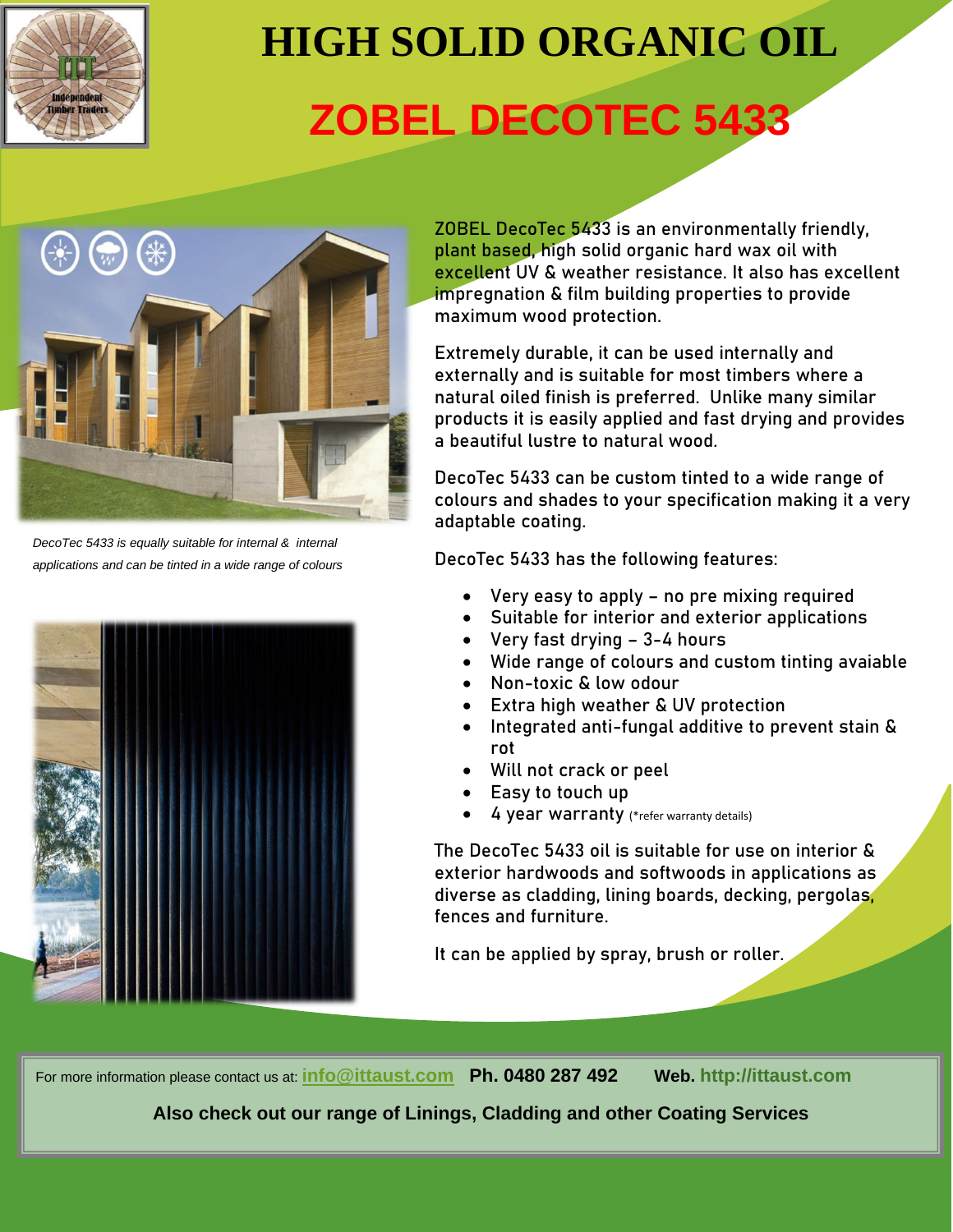# HIGH SOLID ORGANIC OIL

## ZOBEL DECOTEC 5433

*DecoTec 5433 is equally suitable for internal & internal applications and can be tinted in a wide range of colours*

ZOBEL DecoTec 5433 is an environmentally friendly, plant based, high solid organic hard wax oil with excellent UV & weather resistance. It also has excellent impregnation & film building properties to provide maximum wood protection.

Extremely durable, it can be used internally and externally and is suitable for most timbers where a natural oiled finish is preferred. Unlike many similar products it is easily applied and fast drying and provides a beautiful lustre to natural wood.

DecoTec 5433 can be custom tinted to a wide range of colours and shades to your specification making it a very adaptable coating.

DecoTec 5433 has the following features:

- Very easy to apply – no pre mixing required
- Suitable for interior and exterior applications
- Very fast drying – 3-4 hours
- Wide range of colours and custom tinting avaiable
- Non-toxic & low odour
- Extra high weather & UV protection
- Integrated anti-fungal additive to prevent stain & rot
- Will not crack or peel
- Easy to touch up
- 4 year warranty (*refer warranty details)

The DecoTec 5433 oil is suitable for use on interior & exterior hardwoods and softwoods in applications as diverse as cladding, lining boards, decking, pergolas, fences and furniture.

It can be applied by spray, brush or roller.

For more information please contact us at: info@ittaust.com **Ph. 0480 287 492** **Web. http://ittaust.com**

**Also check out our range of Linings, Cladding and other Coating Services**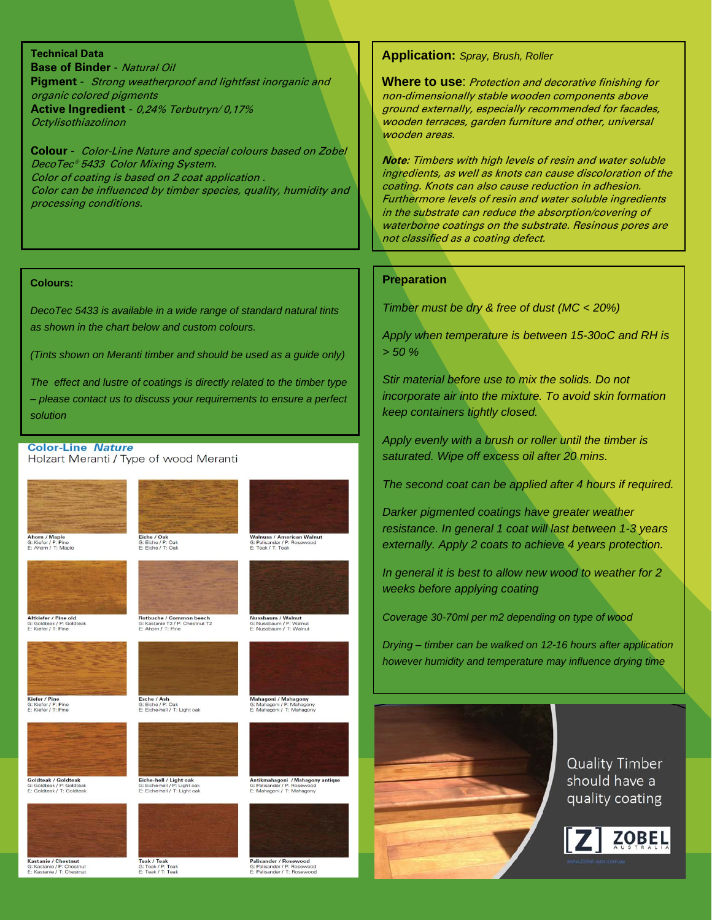**Technical Data**

**Base of Binder** - *Natural Oil*

**Pigment** - *Strong weatherproof and lightfast inorganic and organic colored pigments*

**Active Ingredient** - *0,24% Terbutryn/ 0,17% Octylisothiazolinon*

**Colour** - *Color-Line Nature and special colours based on Zobel DecoTec® 5433 Color Mixing System.*
*Color of coating is based on 2 coat application .*
*Color can be influenced by timber species, quality, humidity and processing conditions.*

**Colours:**

*DecoTec 5433 is available in a wide range of standard natural tints as shown in the chart below and custom colours.*

*(Tints shown on Meranti timber and should be used as a guide only)*

*The effect and lustre of coatings is directly related to the timber type – please contact us to discuss your requirements to ensure a perfect solution*

**Color-Line** ***Nature***
Holzart Meranti / Type of wood Meranti

**Ahorn / Maple**
G: Kiefer / P: Pine
E: Ahorn / T: Maple

**Eiche / Oak**
G: Eiche / P: Oak
E: Eiche / T: Oak

**Walnuss / American Walnut**
G: Palisander / P: Rosewood
E: Teak / T: Teak

**Altkiefer / Pine old**
G: Goldteak / P: Goldteak
E: Kiefer / T: Pine

**Rotbuche / Common beech**
G: Kastanie T2 / P: Chestnut T2
E: Ahorn / T: Pine

**Nussbaum / Walnut**
G: Nussbaum / P: Walnut
E: Nussbaum / T: Walnut

**Kiefer / Pine**
G: Kiefer / P: Pine
E: Kiefer / T: Pine

**Esche / Ash**
G: Eiche / P: Oak
E: Eiche-hell / T: Light oak

**Mahagoni / Mahagony**
G: Mahagoni / P: Mahagony
E: Mahagoni / T: Mahagony

**Goldteak / Goldteak**
G: Goldteak / P: Goldteak
E: Goldteak / T: Goldteak

**Eiche-hell / Light oak**
G: Eiche-hell / P: Light oak
E: Eiche-hell / T: Light oak

**Antikmahagoni / Mahagony antique**
G: Palisander / P: Rosewood
E: Mahagoni / T: Mahagony

**Kastanie / Chestnut**
G: Kastanie / P: Chestnut
E: Kastanie / T: Chestnut

**Teak / Teak**
G: Teak / P: Teak
E: Teak / T: Teak

**Palisander / Rosewood**
G: Palisander / P: Rosewood
E: Palisander / T: Rosewood

**Application:** *Spray, Brush, Roller*

**Where to use**: *Protection and decorative finishing for non-dimensionally stable wooden components above ground externally, especially recommended for facades, wooden terraces, garden furniture and other, universal wooden areas.*

***Note****: Timbers with high levels of resin and water soluble ingredients, as well as knots can cause discoloration of the coating. Knots can also cause reduction in adhesion. Furthermore levels of resin and water soluble ingredients in the substrate can reduce the absorption/covering of waterborne coatings on the substrate. Resinous pores are not classified as a coating defect.*

**Preparation**

*Timber must be dry & free of dust (MC < 20%)*

*Apply when temperature is between 15-30oC and RH is > 50 %*

*Stir material before use to mix the solids. Do not incorporate air into the mixture. To avoid skin formation keep containers tightly closed.*

*Apply evenly with a brush or roller until the timber is saturated. Wipe off excess oil after 20 mins.*

*The second coat can be applied after 4 hours if required.*

*Darker pigmented coatings have greater weather resistance. In general 1 coat will last between 1-3 years externally. Apply 2 coats to achieve 4 years protection.*

*In general it is best to allow new wood to weather for 2 weeks before applying coating*

*Coverage 30-70ml per m2 depending on type of wood*

*Drying – timber can be walked on 12-16 hours after application however humidity and temperature may influence drying time*

Quality Timber should have a quality coating

[Z] ZOBEL AUSTRALIA

www.zobel-aust.com.au